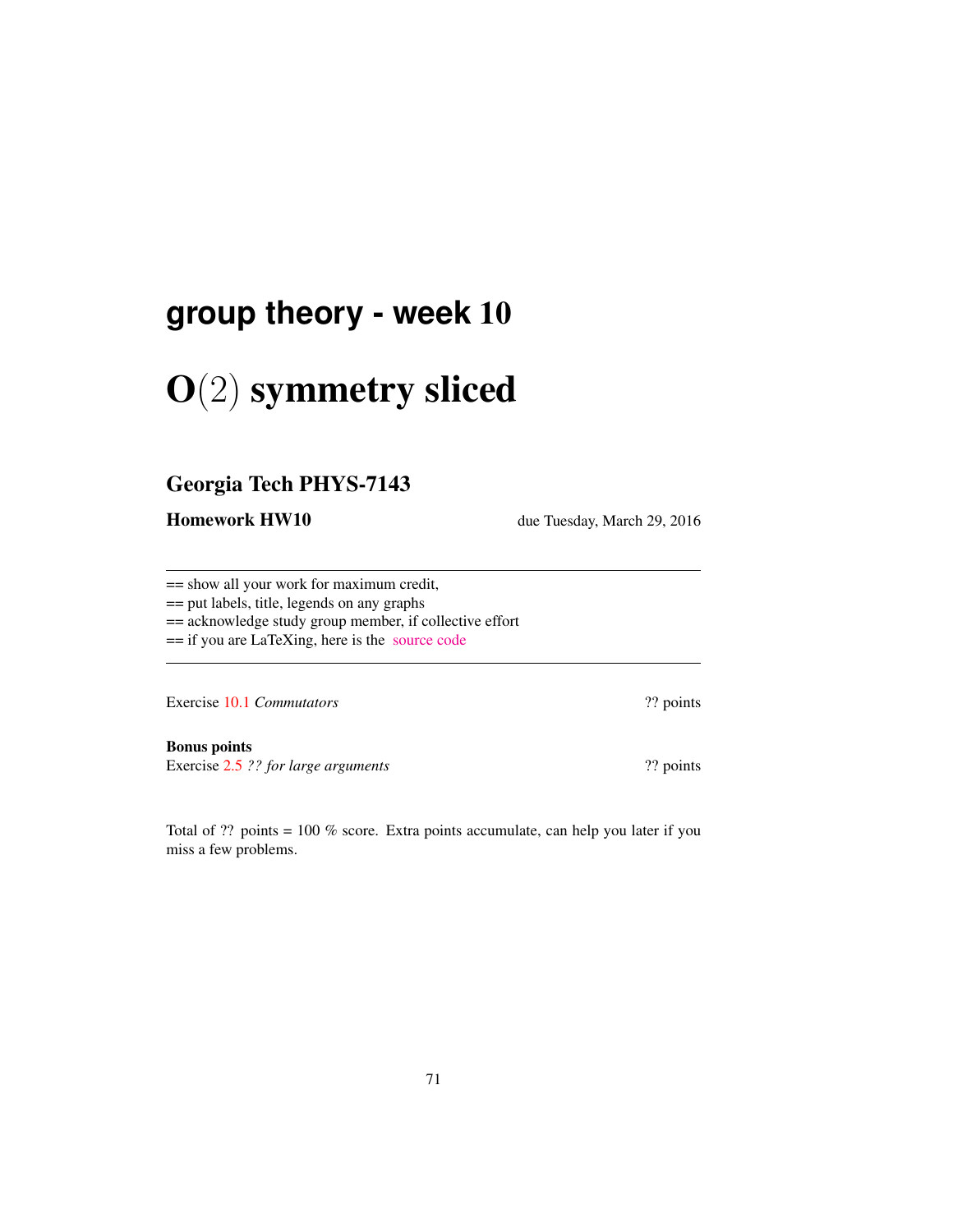# group theory - week 10

# O(2) symmetry sliced

## Georgia Tech PHYS-7143

**Homework HW10** due Tuesday, March 29, 2016

---

== show all your work for maximum credit,
== put labels, title, legends on any graphs
== acknowledge study group member, if collective effort
== if you are LaTeXing, here is the source code

---

Exercise 10.1 *Commutators* ?? points

**Bonus points**
Exercise 2.5 *?? for large arguments* ?? points

Total of ?? points = 100 % score. Extra points accumulate, can help you later if you miss a few problems.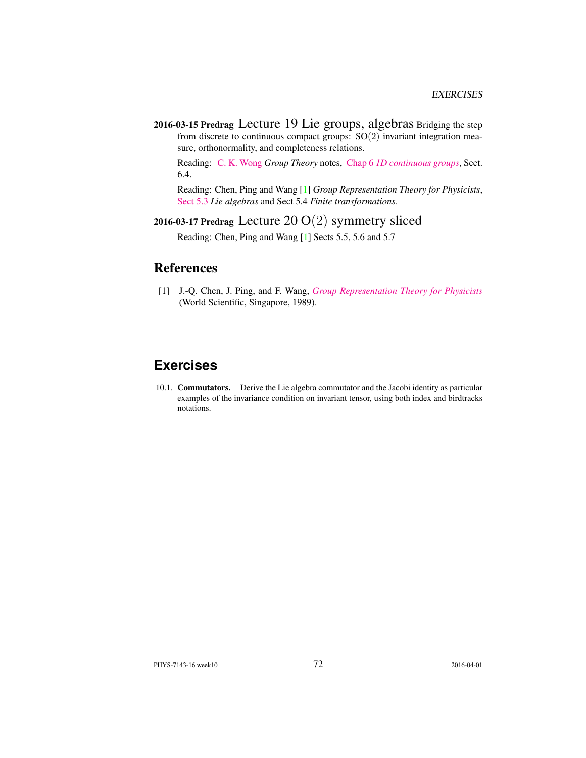**2016-03-15 Predrag** Lecture 19 Lie groups, algebras Bridging the step from discrete to continuous compact groups: $SO(2)$ invariant integration measure, orthonormality, and completeness relations.

Reading: C. K. Wong *Group Theory* notes, Chap 6 *1D continuous groups*, Sect. 6.4.

Reading: Chen, Ping and Wang [1] *Group Representation Theory for Physicists*, Sect 5.3 *Lie algebras* and Sect 5.4 *Finite transformations*.

**2016-03-17 Predrag** Lecture 20 $O(2)$ symmetry sliced

Reading: Chen, Ping and Wang [1] Sects 5.5, 5.6 and 5.7

## References

[1] J.-Q. Chen, J. Ping, and F. Wang, *Group Representation Theory for Physicists* (World Scientific, Singapore, 1989).

## Exercises

10.1. **Commutators.** Derive the Lie algebra commutator and the Jacobi identity as particular examples of the invariance condition on invariant tensor, using both index and birdtracks notations.